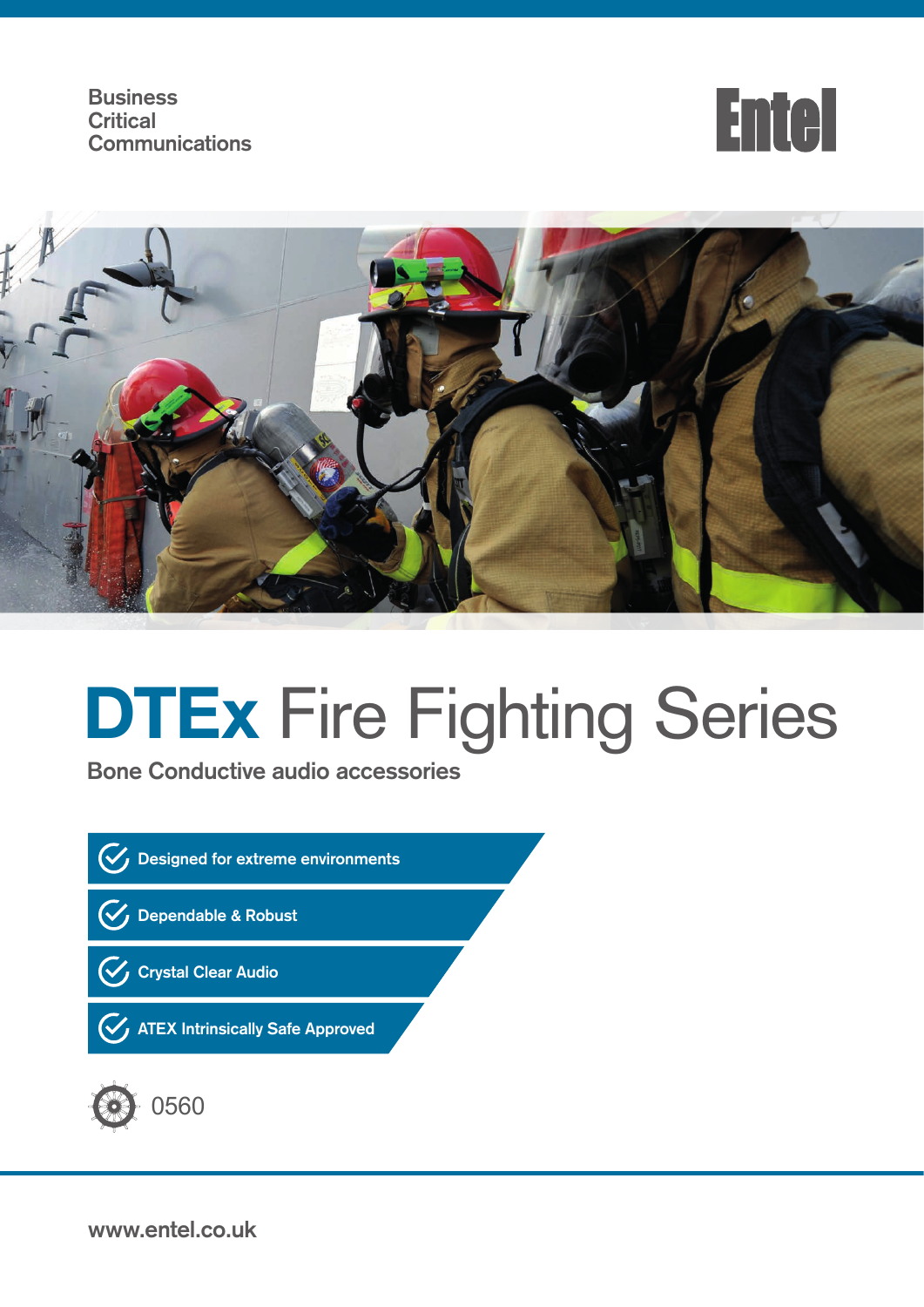Business
Critical
Communications

Entel

# DTEx Fire Fighting Series

## Bone Conductive audio accessories

- Designed for extreme environments
- Dependable & Robust
- Crystal Clear Audio
- ATEX Intrinsically Safe Approved

0560

www.entel.co.uk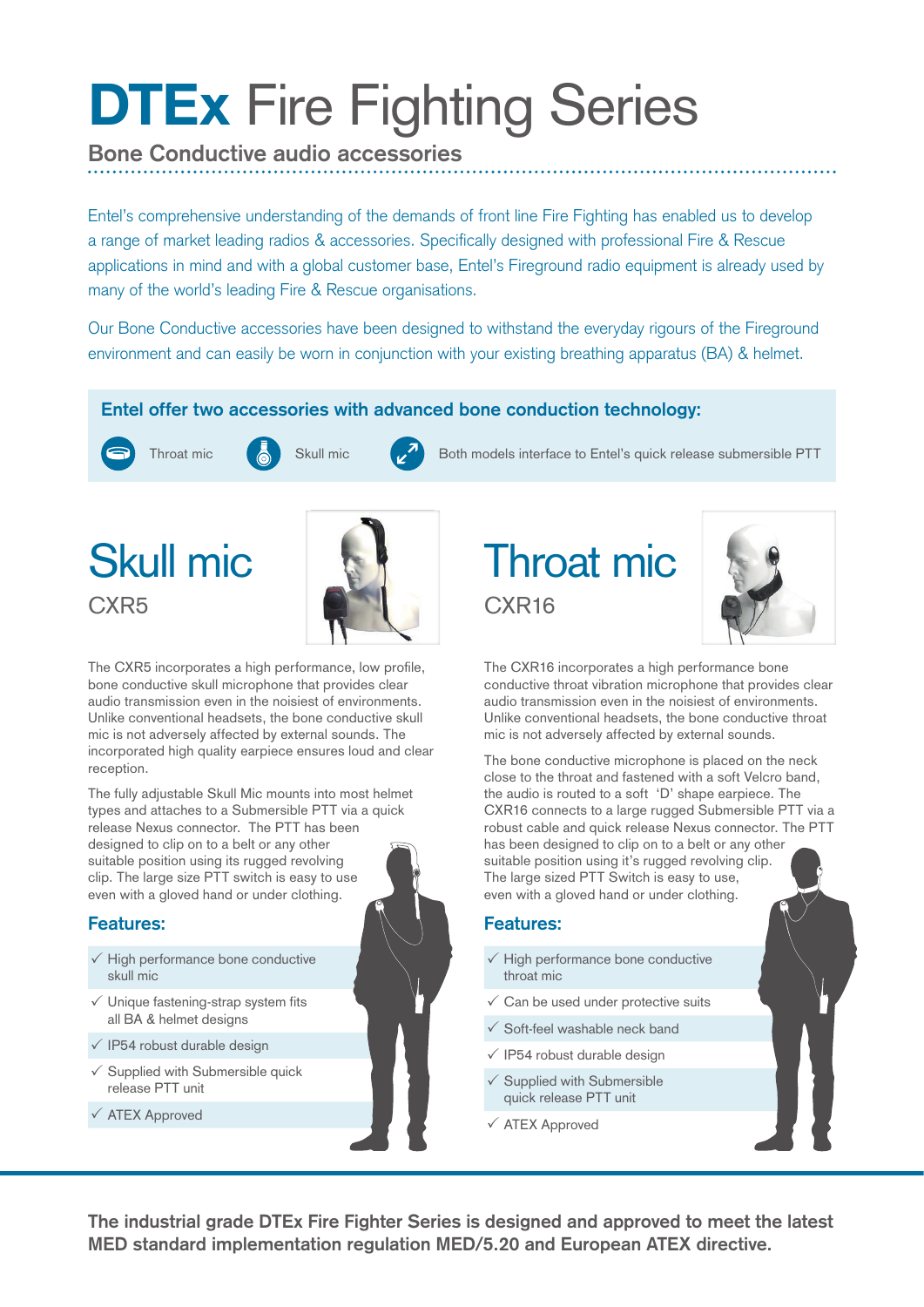# **DTEx** Fire Fighting Series

## Bone Conductive audio accessories

Entel's comprehensive understanding of the demands of front line Fire Fighting has enabled us to develop a range of market leading radios & accessories. Specifically designed with professional Fire & Rescue applications in mind and with a global customer base, Entel's Fireground radio equipment is already used by many of the world's leading Fire & Rescue organisations.

Our Bone Conductive accessories have been designed to withstand the everyday rigours of the Fireground environment and can easily be worn in conjunction with your existing breathing apparatus (BA) & helmet.

**Entel offer two accessories with advanced bone conduction technology:**

- Throat mic
- Skull mic
- Both models interface to Entel's quick release submersible PTT

## Skull mic

CXR5

The CXR5 incorporates a high performance, low profile, bone conductive skull microphone that provides clear audio transmission even in the noisiest of environments. Unlike conventional headsets, the bone conductive skull mic is not adversely affected by external sounds. The incorporated high quality earpiece ensures loud and clear reception.

The fully adjustable Skull Mic mounts into most helmet types and attaches to a Submersible PTT via a quick release Nexus connector. The PTT has been designed to clip on to a belt or any other suitable position using its rugged revolving clip. The large size PTT switch is easy to use even with a gloved hand or under clothing.

### Features:

- ✓ High performance bone conductive skull mic
- ✓ Unique fastening-strap system fits all BA & helmet designs
- ✓ IP54 robust durable design
- ✓ Supplied with Submersible quick release PTT unit
- ✓ ATEX Approved

## Throat mic

CXR16

The CXR16 incorporates a high performance bone conductive throat vibration microphone that provides clear audio transmission even in the noisiest of environments. Unlike conventional headsets, the bone conductive throat mic is not adversely affected by external sounds.

The bone conductive microphone is placed on the neck close to the throat and fastened with a soft Velcro band, the audio is routed to a soft 'D' shape earpiece. The CXR16 connects to a large rugged Submersible PTT via a robust cable and quick release Nexus connector. The PTT has been designed to clip on to a belt or any other suitable position using it's rugged revolving clip. The large sized PTT Switch is easy to use, even with a gloved hand or under clothing.

### Features:

- ✓ High performance bone conductive throat mic
- ✓ Can be used under protective suits
- ✓ Soft-feel washable neck band
- ✓ IP54 robust durable design
- ✓ Supplied with Submersible quick release PTT unit
- ✓ ATEX Approved

**The industrial grade DTEx Fire Fighter Series is designed and approved to meet the latest MED standard implementation regulation MED/5.20 and European ATEX directive.**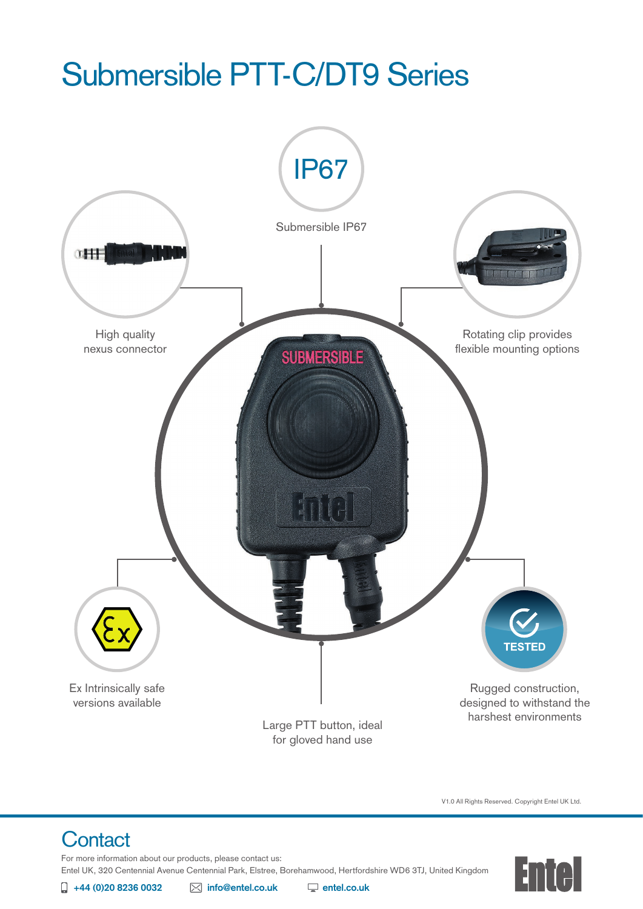# Submersible PTT-C/DT9 Series

IP67

Submersible IP67

High quality nexus connector

Rotating clip provides flexible mounting options

Ex Intrinsically safe versions available

Large PTT button, ideal for gloved hand use

Rugged construction, designed to withstand the harshest environments

V1.0 All Rights Reserved. Copyright Entel UK Ltd.

## Contact

For more information about our products, please contact us:
Entel UK, 320 Centennial Avenue Centennial Park, Elstree, Borehamwood, Hertfordshire WD6 3TJ, United Kingdom

+44 (0)20 8236 0032 info@entel.co.uk entel.co.uk